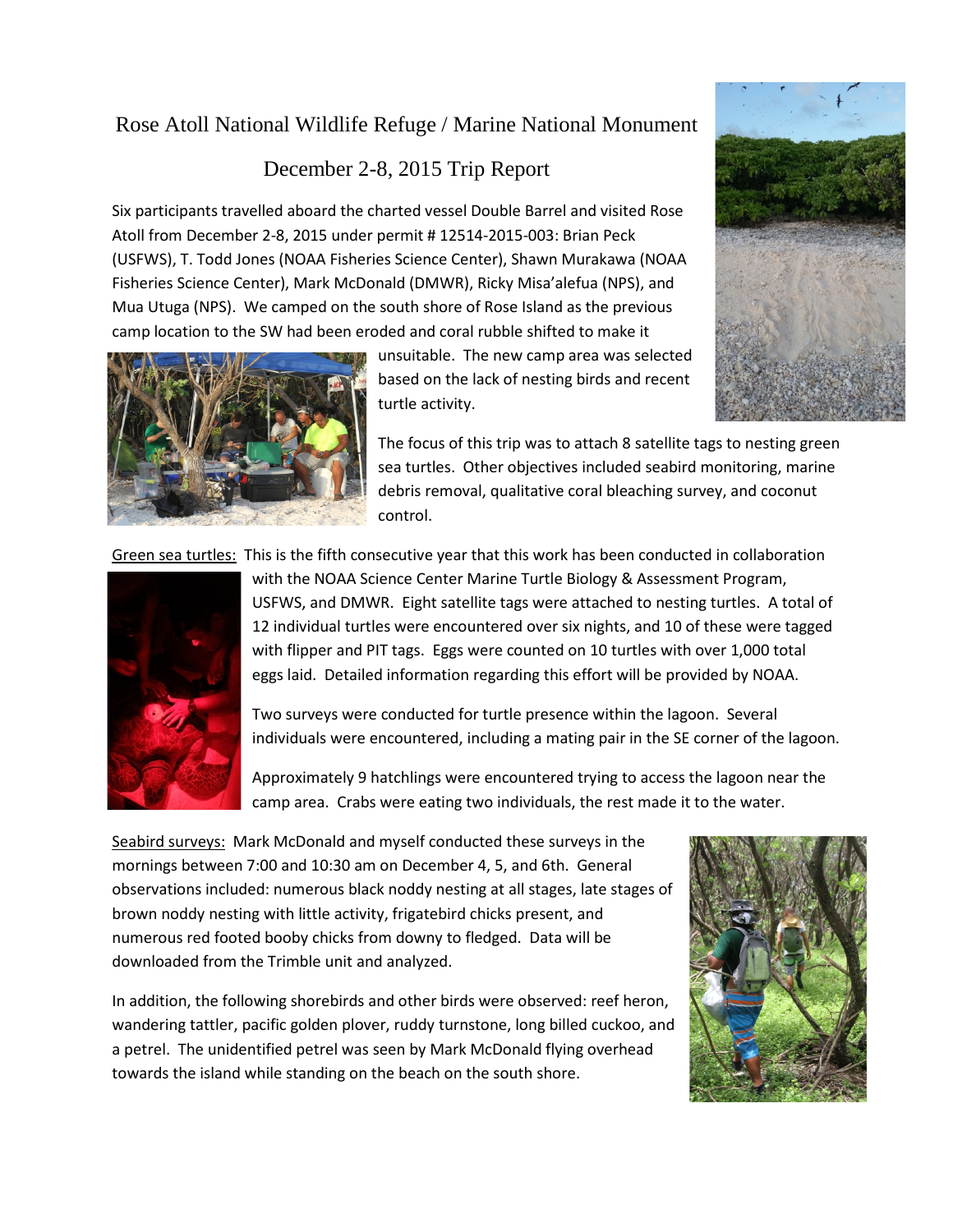# Rose Atoll National Wildlife Refuge / Marine National Monument

## December 2-8, 2015 Trip Report

Six participants travelled aboard the charted vessel Double Barrel and visited Rose Atoll from December 2-8, 2015 under permit # 12514-2015-003: Brian Peck (USFWS), T. Todd Jones (NOAA Fisheries Science Center), Shawn Murakawa (NOAA Fisheries Science Center), Mark McDonald (DMWR), Ricky Misa'alefua (NPS), and Mua Utuga (NPS). We camped on the south shore of Rose Island as the previous camp location to the SW had been eroded and coral rubble shifted to make it unsuitable. The new camp area was selected based on the lack of nesting birds and recent turtle activity.

The focus of this trip was to attach 8 satellite tags to nesting green sea turtles. Other objectives included seabird monitoring, marine debris removal, qualitative coral bleaching survey, and coconut control.

Green sea turtles: This is the fifth consecutive year that this work has been conducted in collaboration with the NOAA Science Center Marine Turtle Biology & Assessment Program, USFWS, and DMWR. Eight satellite tags were attached to nesting turtles. A total of 12 individual turtles were encountered over six nights, and 10 of these were tagged with flipper and PIT tags. Eggs were counted on 10 turtles with over 1,000 total eggs laid. Detailed information regarding this effort will be provided by NOAA.

Two surveys were conducted for turtle presence within the lagoon. Several individuals were encountered, including a mating pair in the SE corner of the lagoon.

Approximately 9 hatchlings were encountered trying to access the lagoon near the camp area. Crabs were eating two individuals, the rest made it to the water.

Seabird surveys: Mark McDonald and myself conducted these surveys in the mornings between 7:00 and 10:30 am on December 4, 5, and 6th. General observations included: numerous black noddy nesting at all stages, late stages of brown noddy nesting with little activity, frigatebird chicks present, and numerous red footed booby chicks from downy to fledged. Data will be downloaded from the Trimble unit and analyzed.

In addition, the following shorebirds and other birds were observed: reef heron, wandering tattler, pacific golden plover, ruddy turnstone, long billed cuckoo, and a petrel. The unidentified petrel was seen by Mark McDonald flying overhead towards the island while standing on the beach on the south shore.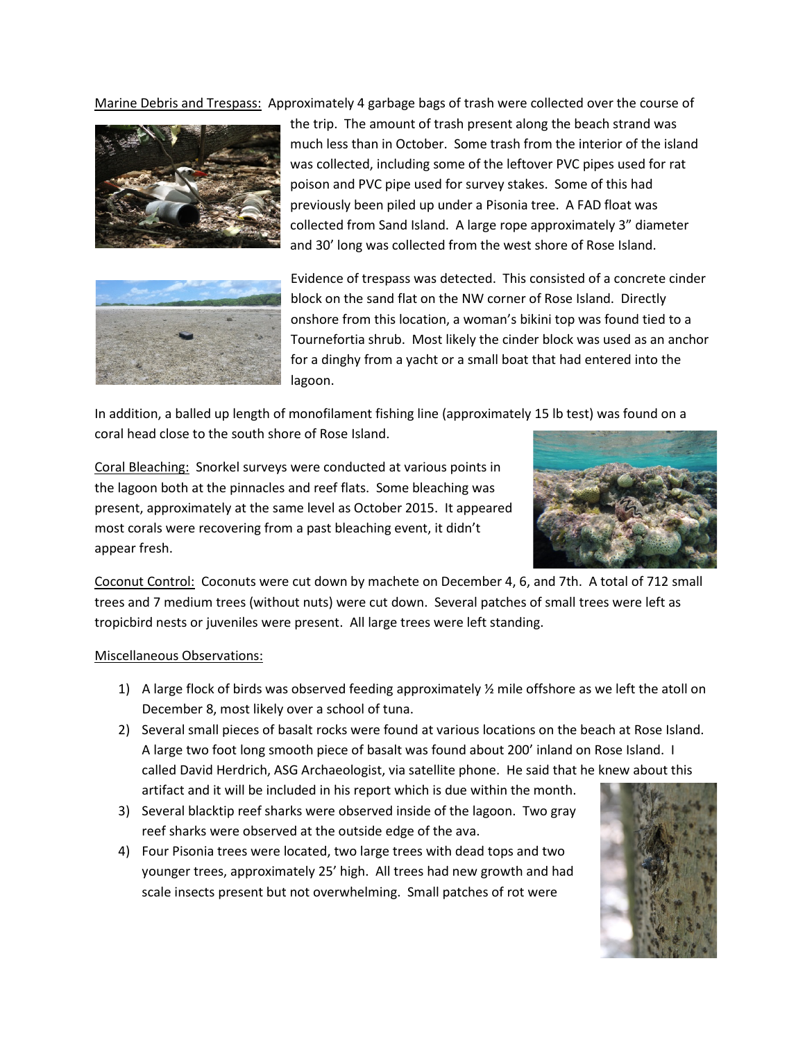Marine Debris and Trespass: Approximately 4 garbage bags of trash were collected over the course of the trip. The amount of trash present along the beach strand was much less than in October. Some trash from the interior of the island was collected, including some of the leftover PVC pipes used for rat poison and PVC pipe used for survey stakes. Some of this had previously been piled up under a Pisonia tree. A FAD float was collected from Sand Island. A large rope approximately 3" diameter and 30' long was collected from the west shore of Rose Island.

Evidence of trespass was detected. This consisted of a concrete cinder block on the sand flat on the NW corner of Rose Island. Directly onshore from this location, a woman's bikini top was found tied to a Tournefortia shrub. Most likely the cinder block was used as an anchor for a dinghy from a yacht or a small boat that had entered into the lagoon.

In addition, a balled up length of monofilament fishing line (approximately 15 lb test) was found on a coral head close to the south shore of Rose Island.

Coral Bleaching: Snorkel surveys were conducted at various points in the lagoon both at the pinnacles and reef flats. Some bleaching was present, approximately at the same level as October 2015. It appeared most corals were recovering from a past bleaching event, it didn't appear fresh.

Coconut Control: Coconuts were cut down by machete on December 4, 6, and 7th. A total of 712 small trees and 7 medium trees (without nuts) were cut down. Several patches of small trees were left as tropicbird nests or juveniles were present. All large trees were left standing.

Miscellaneous Observations:

1) A large flock of birds was observed feeding approximately ½ mile offshore as we left the atoll on December 8, most likely over a school of tuna.
2) Several small pieces of basalt rocks were found at various locations on the beach at Rose Island. A large two foot long smooth piece of basalt was found about 200' inland on Rose Island. I called David Herdrich, ASG Archaeologist, via satellite phone. He said that he knew about this artifact and it will be included in his report which is due within the month.
3) Several blacktip reef sharks were observed inside of the lagoon. Two gray reef sharks were observed at the outside edge of the ava.
4) Four Pisonia trees were located, two large trees with dead tops and two younger trees, approximately 25' high. All trees had new growth and had scale insects present but not overwhelming. Small patches of rot were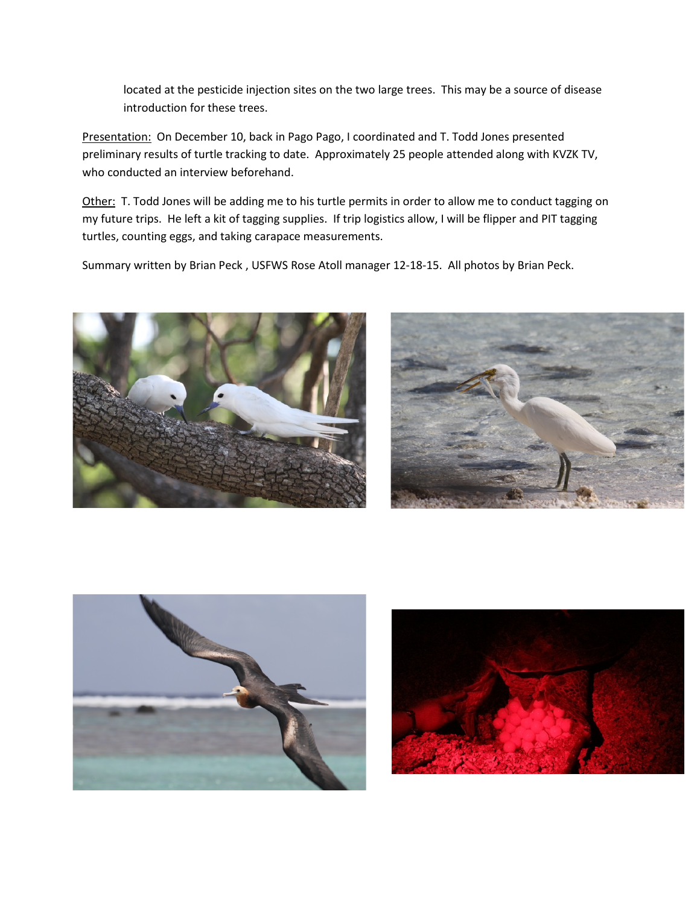located at the pesticide injection sites on the two large trees. This may be a source of disease introduction for these trees.

<u>Presentation:</u> On December 10, back in Pago Pago, I coordinated and T. Todd Jones presented preliminary results of turtle tracking to date. Approximately 25 people attended along with KVZK TV, who conducted an interview beforehand.

<u>Other:</u> T. Todd Jones will be adding me to his turtle permits in order to allow me to conduct tagging on my future trips. He left a kit of tagging supplies. If trip logistics allow, I will be flipper and PIT tagging turtles, counting eggs, and taking carapace measurements.

Summary written by Brian Peck , USFWS Rose Atoll manager 12-18-15. All photos by Brian Peck.